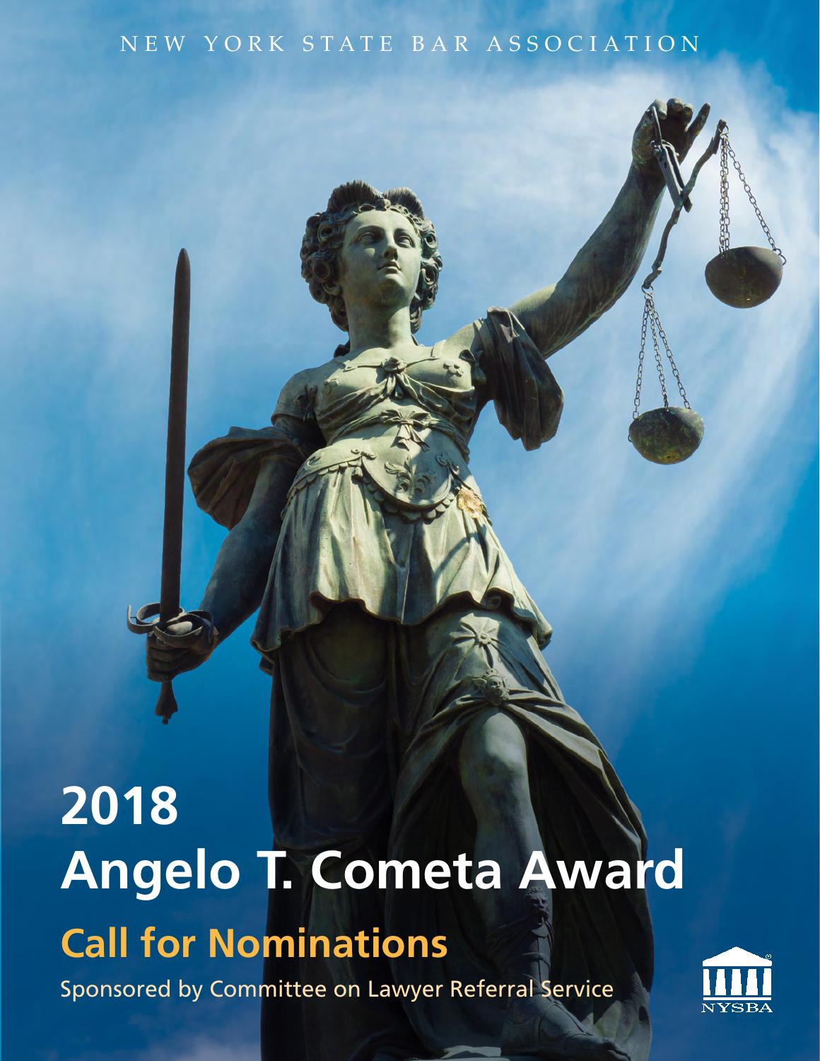NEW YORK STATE BAR ASSOCIATION

# 2018
# Angelo T. Cometa Award

## Call for Nominations

Sponsored by Committee on Lawyer Referral Service

NYSBA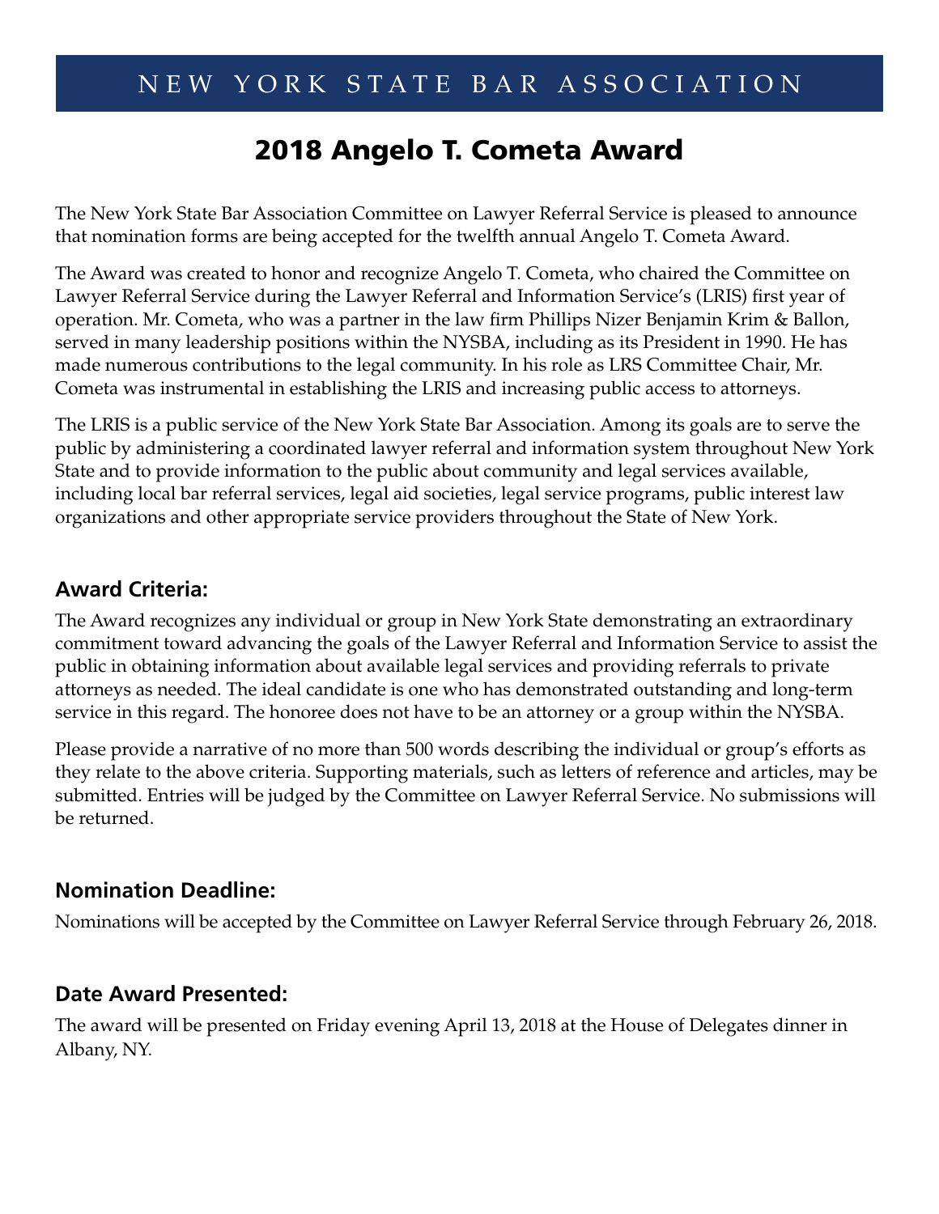NEW YORK STATE BAR ASSOCIATION

# 2018 Angelo T. Cometa Award

The New York State Bar Association Committee on Lawyer Referral Service is pleased to announce that nomination forms are being accepted for the twelfth annual Angelo T. Cometa Award.

The Award was created to honor and recognize Angelo T. Cometa, who chaired the Committee on Lawyer Referral Service during the Lawyer Referral and Information Service's (LRIS) first year of operation. Mr. Cometa, who was a partner in the law firm Phillips Nizer Benjamin Krim & Ballon, served in many leadership positions within the NYSBA, including as its President in 1990. He has made numerous contributions to the legal community. In his role as LRS Committee Chair, Mr. Cometa was instrumental in establishing the LRIS and increasing public access to attorneys.

The LRIS is a public service of the New York State Bar Association. Among its goals are to serve the public by administering a coordinated lawyer referral and information system throughout New York State and to provide information to the public about community and legal services available, including local bar referral services, legal aid societies, legal service programs, public interest law organizations and other appropriate service providers throughout the State of New York.

## Award Criteria:

The Award recognizes any individual or group in New York State demonstrating an extraordinary commitment toward advancing the goals of the Lawyer Referral and Information Service to assist the public in obtaining information about available legal services and providing referrals to private attorneys as needed. The ideal candidate is one who has demonstrated outstanding and long-term service in this regard. The honoree does not have to be an attorney or a group within the NYSBA.

Please provide a narrative of no more than 500 words describing the individual or group's efforts as they relate to the above criteria. Supporting materials, such as letters of reference and articles, may be submitted. Entries will be judged by the Committee on Lawyer Referral Service. No submissions will be returned.

## Nomination Deadline:

Nominations will be accepted by the Committee on Lawyer Referral Service through February 26, 2018.

## Date Award Presented:

The award will be presented on Friday evening April 13, 2018 at the House of Delegates dinner in Albany, NY.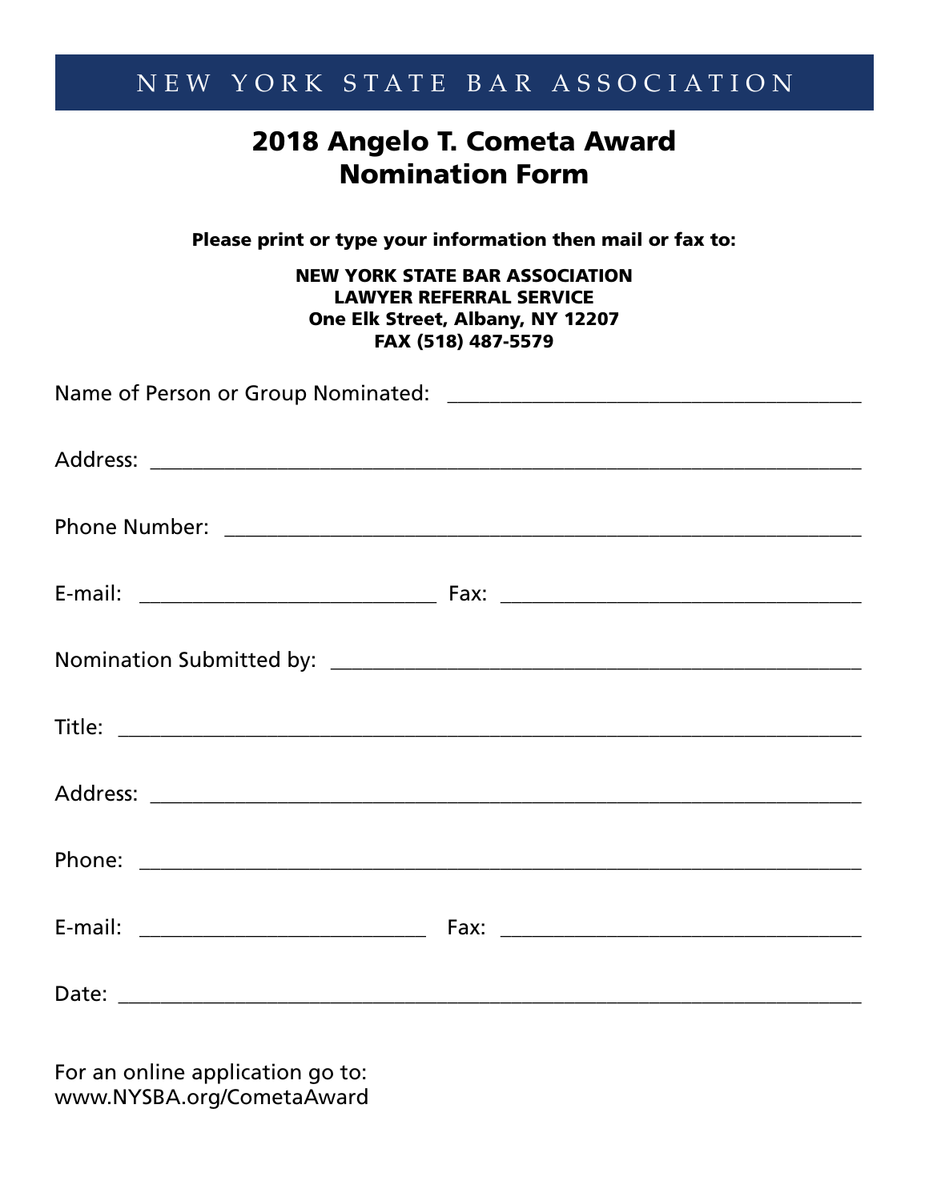NEW YORK STATE BAR ASSOCIATION

# 2018 Angelo T. Cometa Award Nomination Form

**Please print or type your information then mail or fax to:**

**NEW YORK STATE BAR ASSOCIATION**
**LAWYER REFERRAL SERVICE**
**One Elk Street, Albany, NY 12207**
**FAX (518) 487-5579**

Name of Person or Group Nominated: ______________________________________

Address: ______________________________________________________________

Phone Number: _________________________________________________________

E-mail: ___________________________ Fax: _________________________________

Nomination Submitted by: ________________________________________________

Title: ________________________________________________________________

Address: ______________________________________________________________

Phone: _______________________________________________________________

E-mail: ___________________________ Fax: _________________________________

Date: ________________________________________________________________

For an online application go to:
www.NYSBA.org/CometaAward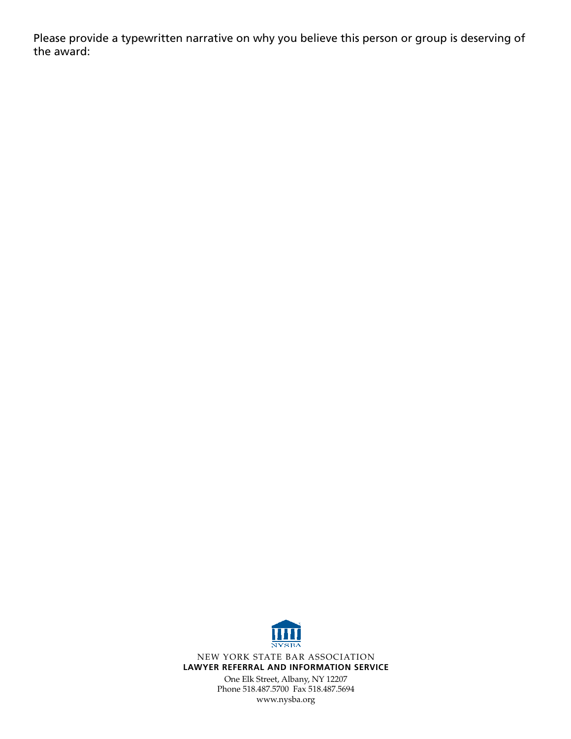Please provide a typewritten narrative on why you believe this person or group is deserving of the award:

NYSBA

NEW YORK STATE BAR ASSOCIATION

**LAWYER REFERRAL AND INFORMATION SERVICE**

One Elk Street, Albany, NY 12207

Phone 518.487.5700 Fax 518.487.5694

www.nysba.org